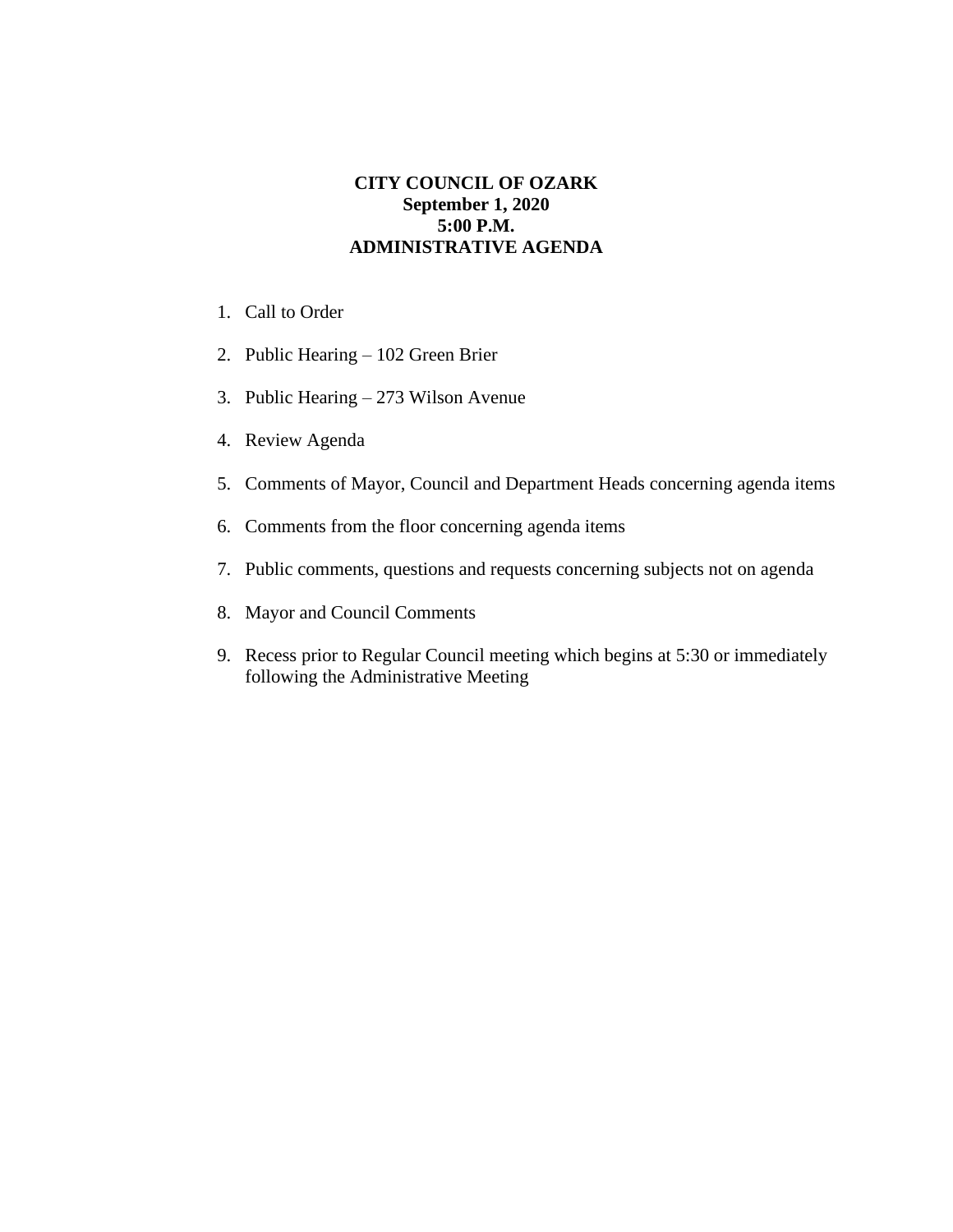**CITY COUNCIL OF OZARK**
**September 1, 2020**
**5:00 P.M.**
**ADMINISTRATIVE AGENDA**

1. Call to Order
2. Public Hearing – 102 Green Brier
3. Public Hearing – 273 Wilson Avenue
4. Review Agenda
5. Comments of Mayor, Council and Department Heads concerning agenda items
6. Comments from the floor concerning agenda items
7. Public comments, questions and requests concerning subjects not on agenda
8. Mayor and Council Comments
9. Recess prior to Regular Council meeting which begins at 5:30 or immediately following the Administrative Meeting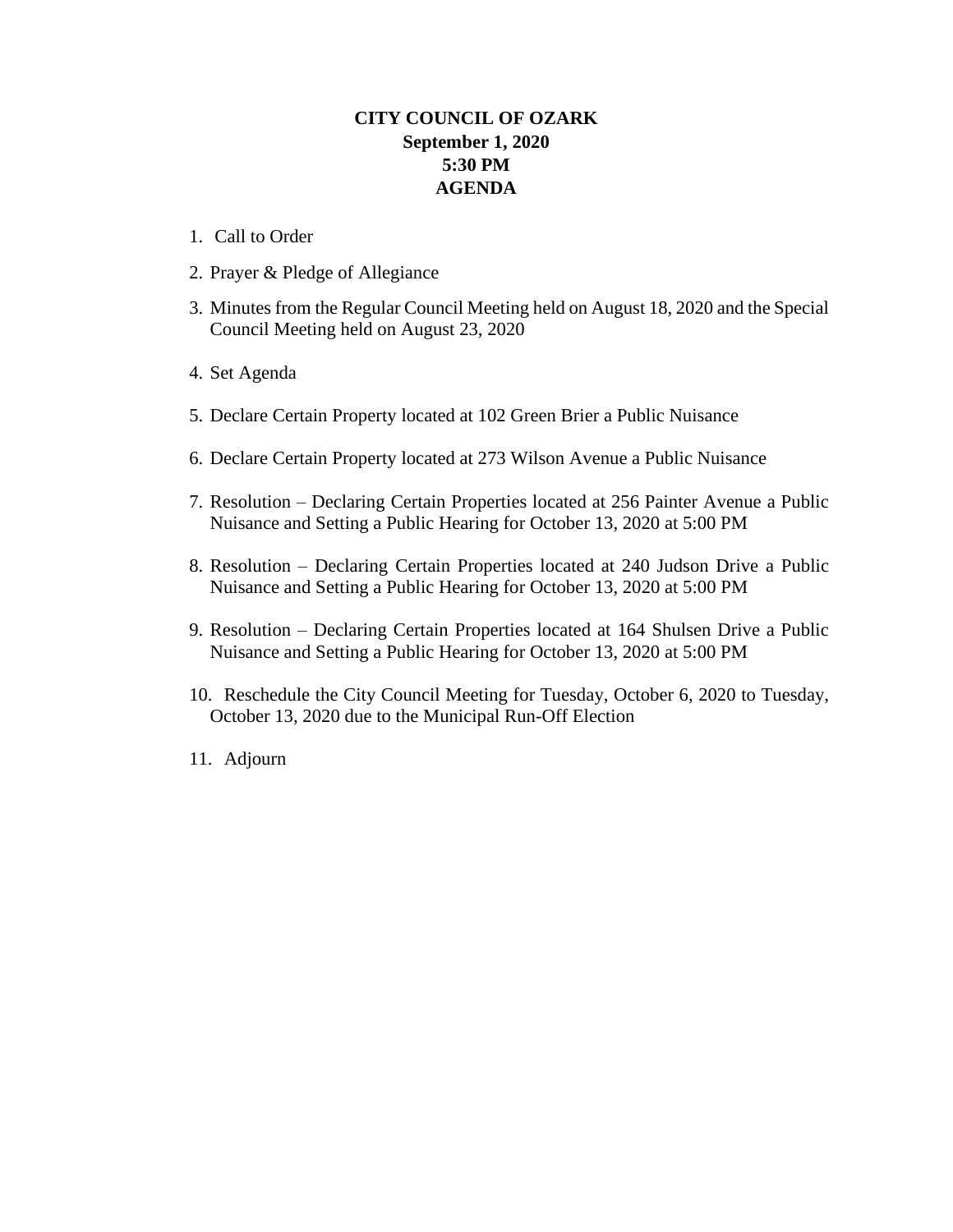**CITY COUNCIL OF OZARK**
**September 1, 2020**
**5:30 PM**
**AGENDA**

1. Call to Order
2. Prayer & Pledge of Allegiance
3. Minutes from the Regular Council Meeting held on August 18, 2020 and the Special Council Meeting held on August 23, 2020
4. Set Agenda
5. Declare Certain Property located at 102 Green Brier a Public Nuisance
6. Declare Certain Property located at 273 Wilson Avenue a Public Nuisance
7. Resolution – Declaring Certain Properties located at 256 Painter Avenue a Public Nuisance and Setting a Public Hearing for October 13, 2020 at 5:00 PM
8. Resolution – Declaring Certain Properties located at 240 Judson Drive a Public Nuisance and Setting a Public Hearing for October 13, 2020 at 5:00 PM
9. Resolution – Declaring Certain Properties located at 164 Shulsen Drive a Public Nuisance and Setting a Public Hearing for October 13, 2020 at 5:00 PM
10. Reschedule the City Council Meeting for Tuesday, October 6, 2020 to Tuesday, October 13, 2020 due to the Municipal Run-Off Election
11. Adjourn